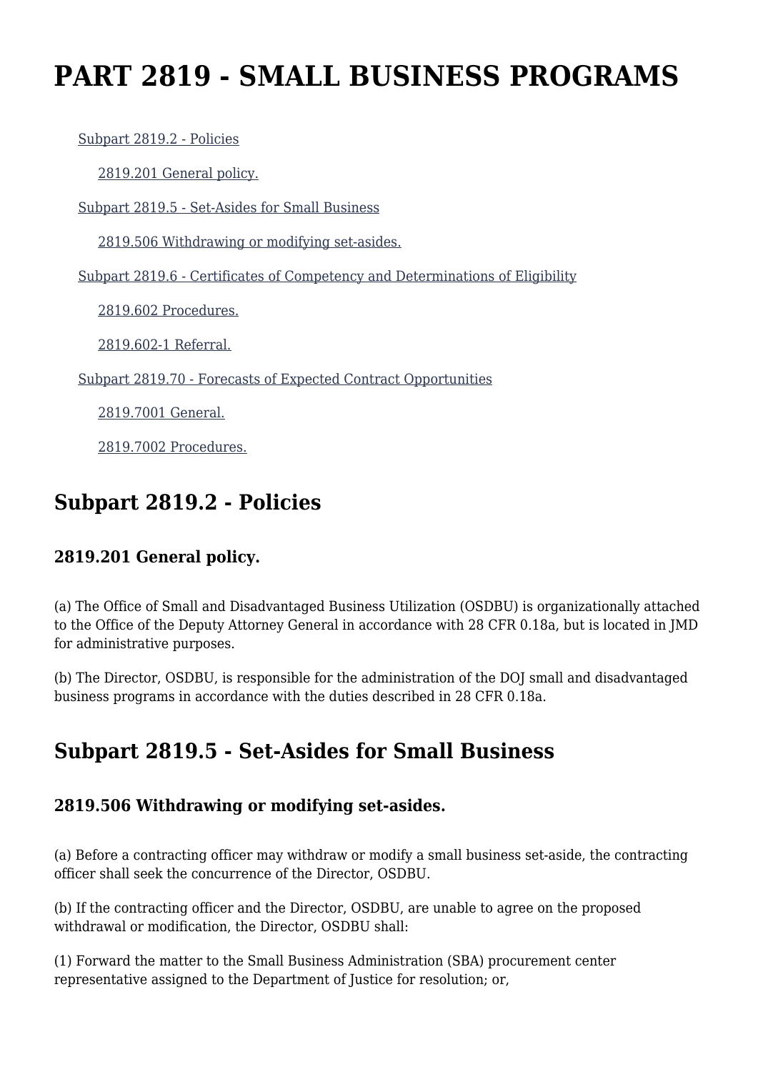# PART 2819 - SMALL BUSINESS PROGRAMS

- Subpart 2819.2 - Policies
  - 2819.201 General policy.
- Subpart 2819.5 - Set-Asides for Small Business
  - 2819.506 Withdrawing or modifying set-asides.
- Subpart 2819.6 - Certificates of Competency and Determinations of Eligibility
  - 2819.602 Procedures.
  - 2819.602-1 Referral.
- Subpart 2819.70 - Forecasts of Expected Contract Opportunities
  - 2819.7001 General.
  - 2819.7002 Procedures.

## Subpart 2819.2 - Policies

### 2819.201 General policy.

(a) The Office of Small and Disadvantaged Business Utilization (OSDBU) is organizationally attached to the Office of the Deputy Attorney General in accordance with 28 CFR 0.18a, but is located in JMD for administrative purposes.

(b) The Director, OSDBU, is responsible for the administration of the DOJ small and disadvantaged business programs in accordance with the duties described in 28 CFR 0.18a.

## Subpart 2819.5 - Set-Asides for Small Business

### 2819.506 Withdrawing or modifying set-asides.

(a) Before a contracting officer may withdraw or modify a small business set-aside, the contracting officer shall seek the concurrence of the Director, OSDBU.

(b) If the contracting officer and the Director, OSDBU, are unable to agree on the proposed withdrawal or modification, the Director, OSDBU shall:

(1) Forward the matter to the Small Business Administration (SBA) procurement center representative assigned to the Department of Justice for resolution; or,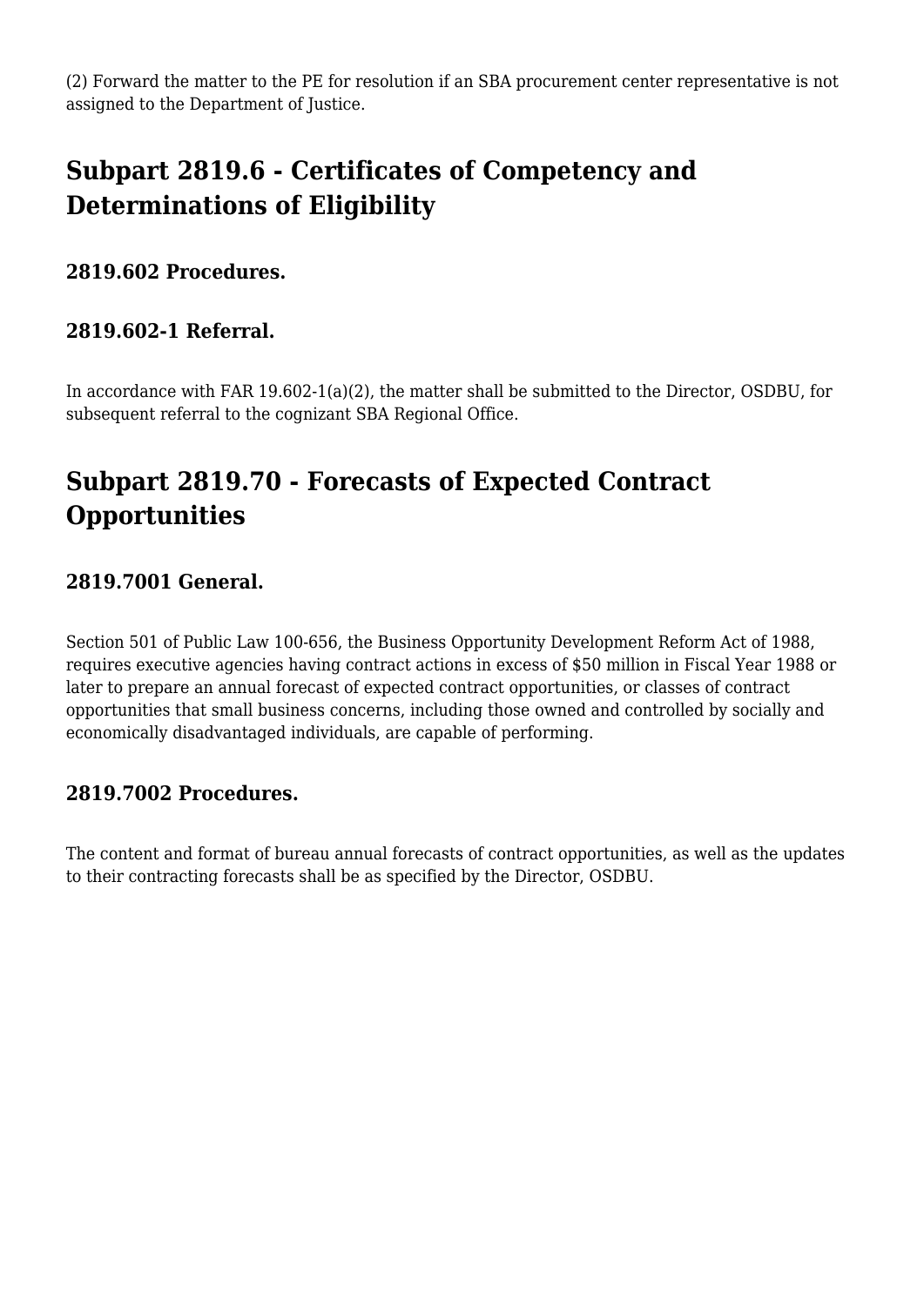(2) Forward the matter to the PE for resolution if an SBA procurement center representative is not assigned to the Department of Justice.

## Subpart 2819.6 - Certificates of Competency and Determinations of Eligibility

### 2819.602 Procedures.

### 2819.602-1 Referral.

In accordance with FAR 19.602-1(a)(2), the matter shall be submitted to the Director, OSDBU, for subsequent referral to the cognizant SBA Regional Office.

## Subpart 2819.70 - Forecasts of Expected Contract Opportunities

### 2819.7001 General.

Section 501 of Public Law 100-656, the Business Opportunity Development Reform Act of 1988, requires executive agencies having contract actions in excess of $50 million in Fiscal Year 1988 or later to prepare an annual forecast of expected contract opportunities, or classes of contract opportunities that small business concerns, including those owned and controlled by socially and economically disadvantaged individuals, are capable of performing.

### 2819.7002 Procedures.

The content and format of bureau annual forecasts of contract opportunities, as well as the updates to their contracting forecasts shall be as specified by the Director, OSDBU.